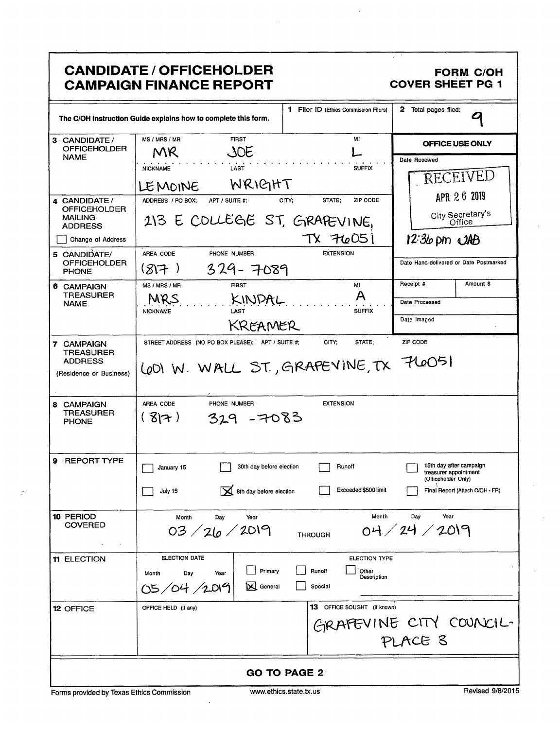# CANDIDATE / OFFICEHOLDER CAMPAIGN FINANCE REPORT

**FORM C/OH**
**COVER SHEET PG 1**

The C/OH Instruction Guide explains how to complete this form.

**1** Filer ID (Ethics Commission Filers):

**2** Total pages filed: 9

| | |
|---|---|
| **3 CANDIDATE / OFFICEHOLDER NAME** | MS / MRS / MR: MR — FIRST: JOE — MI: L<br>NICKNAME: LEMOINE — LAST: WRIGHT — SUFFIX: |
| **4 CANDIDATE / OFFICEHOLDER MAILING ADDRESS** ☐ Change of Address | ADDRESS / PO BOX; APT / SUITE #; CITY; STATE; ZIP CODE<br>213 E COLLEGE ST, GRAPEVINE, TX 76051 |
| **5 CANDIDATE/ OFFICEHOLDER PHONE** | AREA CODE: (817) PHONE NUMBER: 329-7089 EXTENSION: |
| **6 CAMPAIGN TREASURER NAME** | MS / MRS / MR: MRS — FIRST: KINDAL — MI: A<br>NICKNAME: — LAST: KREAMER — SUFFIX: |
| **7 CAMPAIGN TREASURER ADDRESS** (Residence or Business) | STREET ADDRESS (NO PO BOX PLEASE); APT / SUITE #; CITY; STATE; ZIP CODE<br>601 W. WALL ST., GRAPEVINE, TX 76051 |
| **8 CAMPAIGN TREASURER PHONE** | AREA CODE: (817) PHONE NUMBER: 329-7083 EXTENSION: |

**OFFICE USE ONLY**

Date Received: RECEIVED APR 26 2019 City Secretary's Office 12:36 pm JAB

Date Hand-delivered or Date Postmarked:

Receipt #: | Amount $:

Date Processed:

Date Imaged:

**9 REPORT TYPE**

- ☐ January 15
- ☐ July 15
- ☐ 30th day before election
- ☒ 8th day before election
- ☐ Runoff
- ☐ Exceeded $500 limit
- ☐ 15th day after campaign treasurer appointment (Officeholder Only)
- ☐ Final Report (Attach C/OH - FR)

**10 PERIOD COVERED**

Month / Day / Year: 03 / 26 / 2019 THROUGH Month / Day / Year: 04 / 24 / 2019

**11 ELECTION**

ELECTION DATE (Month / Day / Year): 05 / 04 / 2019

ELECTION TYPE: ☐ Primary ☒ General ☐ Runoff ☐ Special ☐ Other Description

**12 OFFICE**

OFFICE HELD (if any):

**13** OFFICE SOUGHT (if known): GRAPEVINE CITY COUNCIL - PLACE 3

**GO TO PAGE 2**

Forms provided by Texas Ethics Commission — www.ethics.state.tx.us — Revised 9/8/2015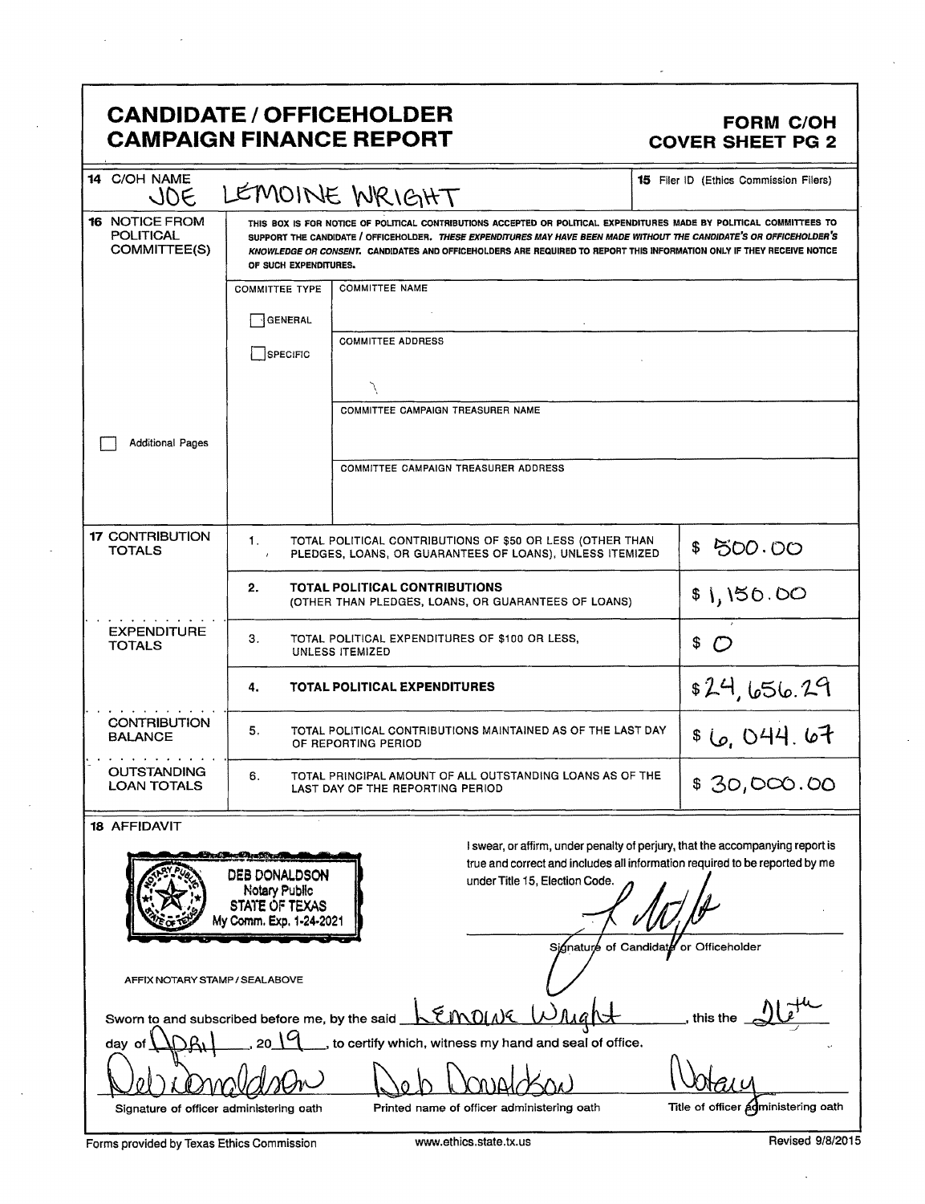# CANDIDATE / OFFICEHOLDER CAMPAIGN FINANCE REPORT

**FORM C/OH COVER SHEET PG 2**

**14** C/OH NAME: JOE LEMOINE WRIGHT

**15** Filer ID (Ethics Commission Filers)

**16** NOTICE FROM POLITICAL COMMITTEE(S)

THIS BOX IS FOR NOTICE OF POLITICAL CONTRIBUTIONS ACCEPTED OR POLITICAL EXPENDITURES MADE BY POLITICAL COMMITTEES TO SUPPORT THE CANDIDATE / OFFICEHOLDER. *THESE EXPENDITURES MAY HAVE BEEN MADE WITHOUT THE CANDIDATE'S OR OFFICEHOLDER'S KNOWLEDGE OR CONSENT.* CANDIDATES AND OFFICEHOLDERS ARE REQUIRED TO REPORT THIS INFORMATION ONLY IF THEY RECEIVE NOTICE OF SUCH EXPENDITURES.

| COMMITTEE TYPE | |
|---|---|
| ☐ GENERAL | COMMITTEE NAME: |
| ☐ SPECIFIC | COMMITTEE ADDRESS: |
| | COMMITTEE CAMPAIGN TREASURER NAME: |
| | COMMITTEE CAMPAIGN TREASURER ADDRESS: |

☐ Additional Pages

**17**

| | | | |
|---|---|---|---|
| CONTRIBUTION TOTALS | 1. | TOTAL POLITICAL CONTRIBUTIONS OF $50 OR LESS (OTHER THAN PLEDGES, LOANS, OR GUARANTEES OF LOANS), UNLESS ITEMIZED | $ 500.00 |
| | 2. | **TOTAL POLITICAL CONTRIBUTIONS** (OTHER THAN PLEDGES, LOANS, OR GUARANTEES OF LOANS) | $ 1,150.00 |
| EXPENDITURE TOTALS | 3. | TOTAL POLITICAL EXPENDITURES OF $100 OR LESS, UNLESS ITEMIZED | $ 0 |
| | 4. | **TOTAL POLITICAL EXPENDITURES** | $ 24,656.29 |
| CONTRIBUTION BALANCE | 5. | TOTAL POLITICAL CONTRIBUTIONS MAINTAINED AS OF THE LAST DAY OF REPORTING PERIOD | $ 6,044.67 |
| OUTSTANDING LOAN TOTALS | 6. | TOTAL PRINCIPAL AMOUNT OF ALL OUTSTANDING LOANS AS OF THE LAST DAY OF THE REPORTING PERIOD | $ 30,000.00 |

**18** AFFIDAVIT

DEB DONALDSON
Notary Public
STATE OF TEXAS
My Comm. Exp. 1-24-2021

AFFIX NOTARY STAMP / SEALABOVE

I swear, or affirm, under penalty of perjury, that the accompanying report is true and correct and includes all information required to be reported by me under Title 15, Election Code.

[Signature]

Signature of Candidate or Officeholder

Sworn to and subscribed before me, by the said Lemoine Wright, this the 26th day of April, 2019, to certify which, witness my hand and seal of office.

| Deb Donaldson | Deb Donaldson | Notary |
|---|---|---|
| Signature of officer administering oath | Printed name of officer administering oath | Title of officer administering oath |

Forms provided by Texas Ethics Commission www.ethics.state.tx.us Revised 9/8/2015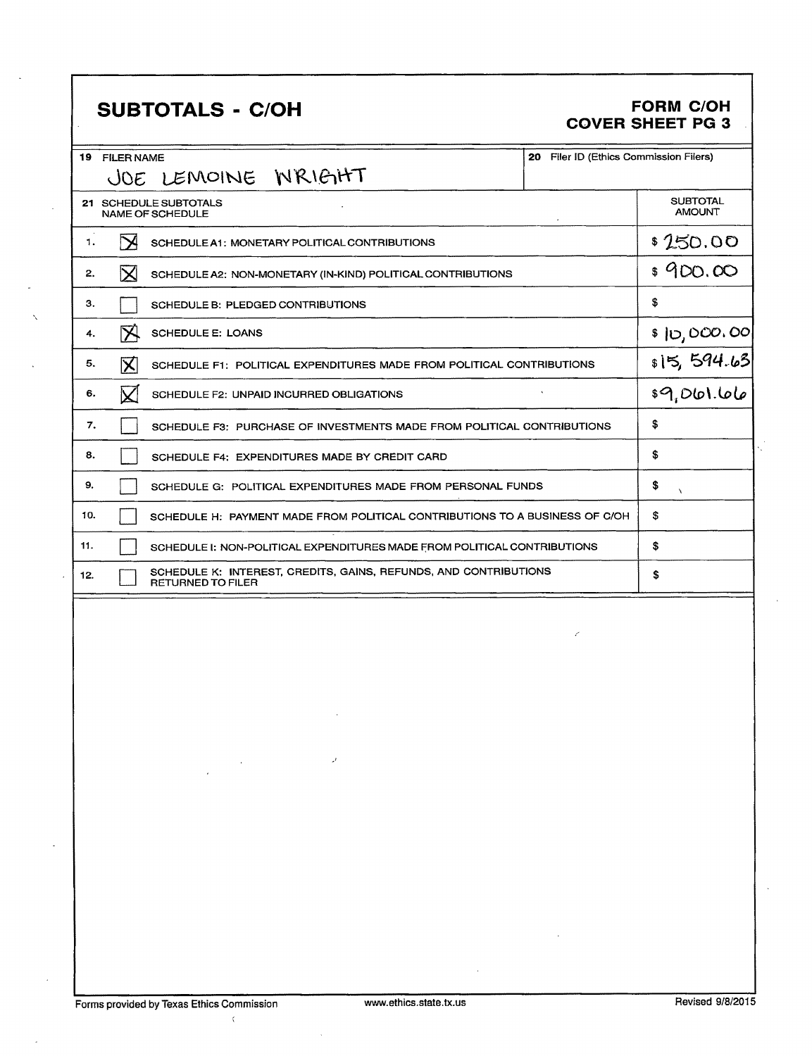## SUBTOTALS - C/OH

**FORM C/OH**
**COVER SHEET PG 3**

| 19 FILER NAME | 20 Filer ID (Ethics Commission Filers) |
|---|---|
| JOE LEMOINE WRIGHT | |

| 21 SCHEDULE SUBTOTALS NAME OF SCHEDULE | | | SUBTOTAL AMOUNT |
|---|---|---|---|
| 1. | [X] | SCHEDULE A1: MONETARY POLITICAL CONTRIBUTIONS | $ 250.00 |
| 2. | [X] | SCHEDULE A2: NON-MONETARY (IN-KIND) POLITICAL CONTRIBUTIONS | $ 900.00 |
| 3. | [ ] | SCHEDULE B: PLEDGED CONTRIBUTIONS | $ |
| 4. | [X] | SCHEDULE E: LOANS | $ 10,000.00 |
| 5. | [X] | SCHEDULE F1: POLITICAL EXPENDITURES MADE FROM POLITICAL CONTRIBUTIONS | $ 15,594.63 |
| 6. | [X] | SCHEDULE F2: UNPAID INCURRED OBLIGATIONS | $ 9,061.66 |
| 7. | [ ] | SCHEDULE F3: PURCHASE OF INVESTMENTS MADE FROM POLITICAL CONTRIBUTIONS | $ |
| 8. | [ ] | SCHEDULE F4: EXPENDITURES MADE BY CREDIT CARD | $ |
| 9. | [ ] | SCHEDULE G: POLITICAL EXPENDITURES MADE FROM PERSONAL FUNDS | $ |
| 10. | [ ] | SCHEDULE H: PAYMENT MADE FROM POLITICAL CONTRIBUTIONS TO A BUSINESS OF C/OH | $ |
| 11. | [ ] | SCHEDULE I: NON-POLITICAL EXPENDITURES MADE FROM POLITICAL CONTRIBUTIONS | $ |
| 12. | [ ] | SCHEDULE K: INTEREST, CREDITS, GAINS, REFUNDS, AND CONTRIBUTIONS RETURNED TO FILER | $ |

Forms provided by Texas Ethics Commission www.ethics.state.tx.us Revised 9/8/2015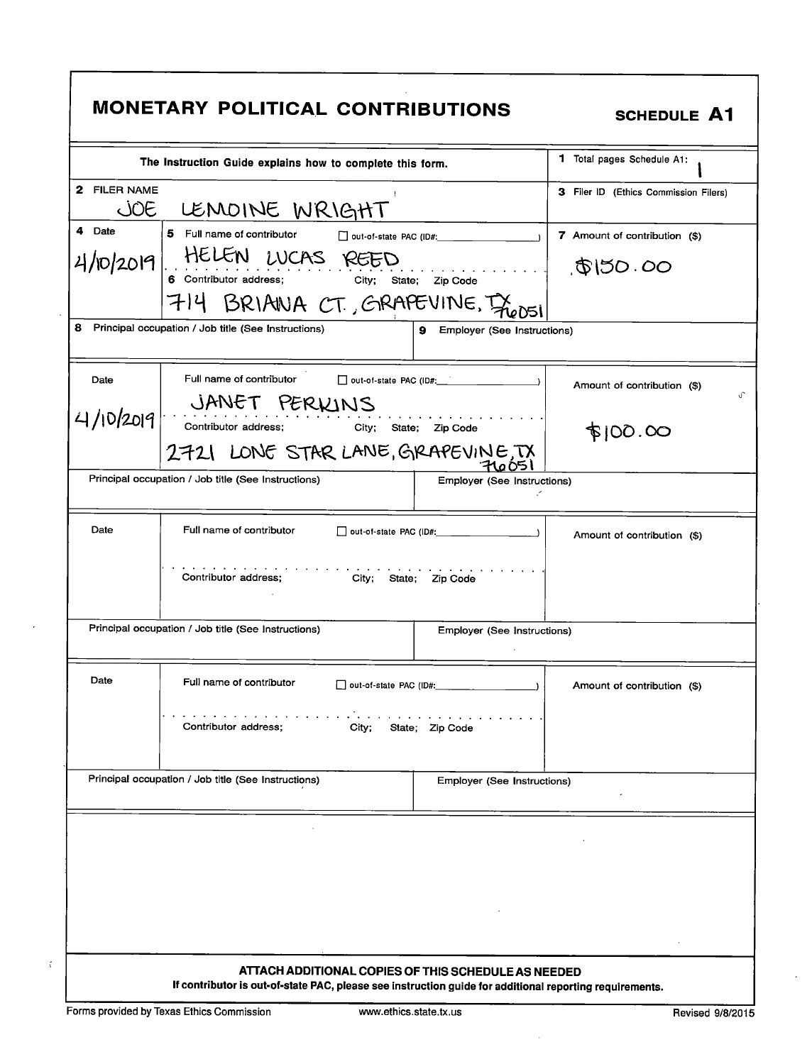# MONETARY POLITICAL CONTRIBUTIONS

**SCHEDULE A1**

| The Instruction Guide explains how to complete this form. | | 1 Total pages Schedule A1: 1 |
|---|---|---|
| **2** FILER NAME JOE LEMOINE WRIGHT | | **3** Filer ID (Ethics Commission Filers) |

| Date | Full name of contributor / Contributor address; City; State; Zip Code | Amount of contribution ($) |
|---|---|---|
| **4** 4/10/2019 | **5** Full name of contributor ☐ out-of-state PAC (ID#: ) HELEN LUCAS REED<br>**6** Contributor address; City; State; Zip Code 714 BRIANA CT., GRAPEVINE, TX 76051 | **7** $150.00 |
| **8** Principal occupation / Job title (See Instructions) | **9** Employer (See Instructions) | |
| 4/10/2019 | Full name of contributor ☐ out-of-state PAC (ID#: ) JANET PERKINS<br>Contributor address; City; State; Zip Code 2721 LONE STAR LANE, GRAPEVINE, TX 76051 | $100.00 |
| Principal occupation / Job title (See Instructions) | Employer (See Instructions) | |
| Date | Full name of contributor ☐ out-of-state PAC (ID#: )<br>Contributor address; City; State; Zip Code | Amount of contribution ($) |
| Principal occupation / Job title (See Instructions) | Employer (See Instructions) | |
| Date | Full name of contributor ☐ out-of-state PAC (ID#: )<br>Contributor address; City; State; Zip Code | Amount of contribution ($) |
| Principal occupation / Job title (See Instructions) | Employer (See Instructions) | |

**ATTACH ADDITIONAL COPIES OF THIS SCHEDULE AS NEEDED**

**If contributor is out-of-state PAC, please see instruction guide for additional reporting requirements.**

Forms provided by Texas Ethics Commission www.ethics.state.tx.us Revised 9/8/2015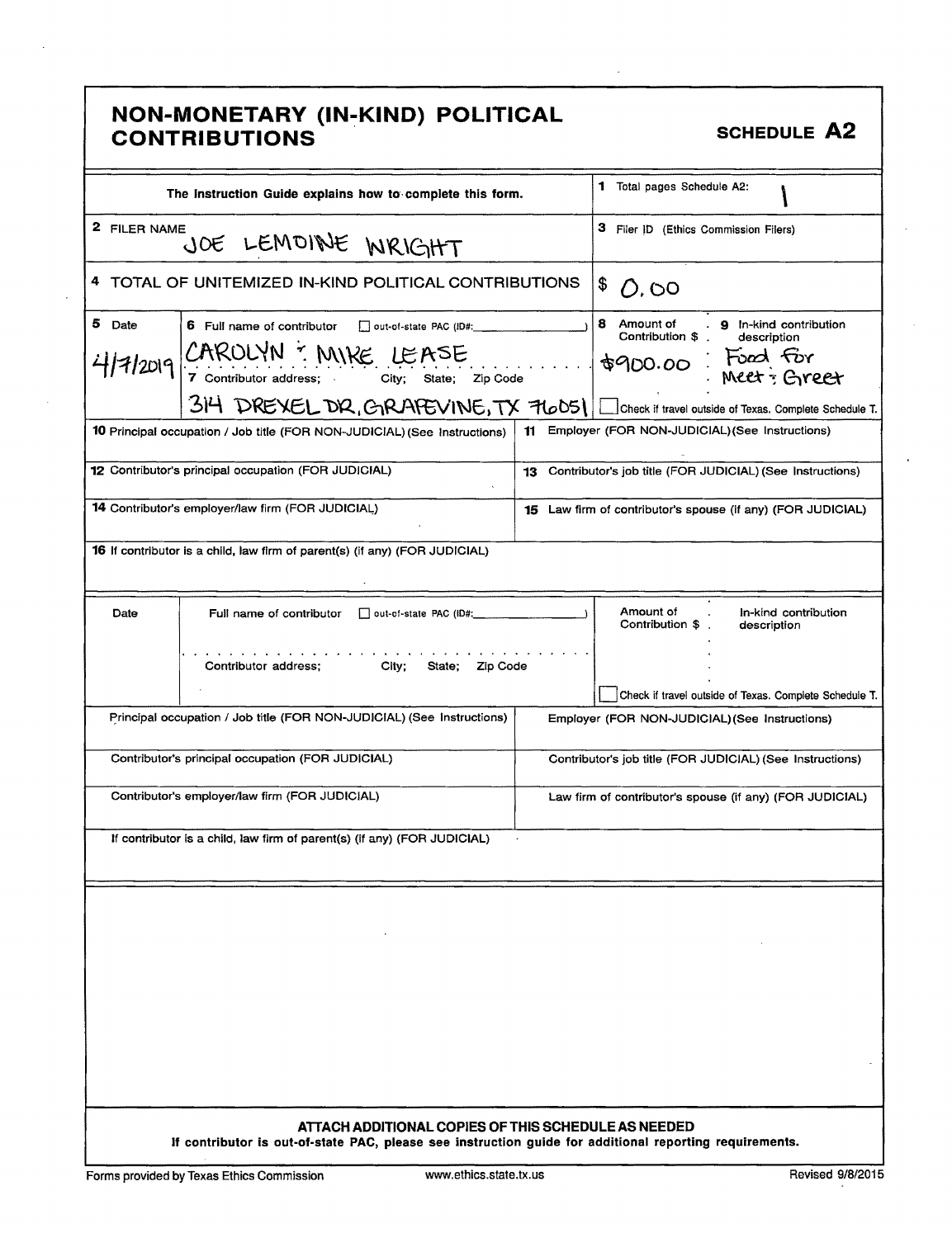# NON-MONETARY (IN-KIND) POLITICAL CONTRIBUTIONS

**SCHEDULE A2**

| The Instruction Guide explains how to complete this form. | 1 Total pages Schedule A2: 1 |
|---|---|
| 2 FILER NAME JOE LEMOINE WRIGHT | 3 Filer ID (Ethics Commission Filers) |
| 4 TOTAL OF UNITEMIZED IN-KIND POLITICAL CONTRIBUTIONS | $ 0.00 |

| 5 Date | 6 Full name of contributor ☐ out-of-state PAC (ID#: ) | 8 Amount of Contribution $ | 9 In-kind contribution description |
|---|---|---|---|
| 4/7/2019 | CAROLYN & MIKE LEASE | $900.00 | Food for Meet & Greet |
| | 7 Contributor address; City; State; Zip Code: 314 DREXEL DR, GRAPEVINE, TX 76051 | ☐ Check if travel outside of Texas. Complete Schedule T. | |

| 10 Principal occupation / Job title (FOR NON-JUDICIAL) (See Instructions) | 11 Employer (FOR NON-JUDICIAL) (See Instructions) |
|---|---|
| | |
| 12 Contributor's principal occupation (FOR JUDICIAL) | 13 Contributor's job title (FOR JUDICIAL) (See Instructions) |
| 14 Contributor's employer/law firm (FOR JUDICIAL) | 15 Law firm of contributor's spouse (if any) (FOR JUDICIAL) |
| 16 If contributor is a child, law firm of parent(s) (if any) (FOR JUDICIAL) | |

| Date | Full name of contributor ☐ out-of-state PAC (ID#: ) | Amount of Contribution $ | In-kind contribution description |
|---|---|---|---|
| | Contributor address; City; State; Zip Code | ☐ Check if travel outside of Texas. Complete Schedule T. | |

| Principal occupation / Job title (FOR NON-JUDICIAL) (See Instructions) | Employer (FOR NON-JUDICIAL) (See Instructions) |
|---|---|
| Contributor's principal occupation (FOR JUDICIAL) | Contributor's job title (FOR JUDICIAL) (See Instructions) |
| Contributor's employer/law firm (FOR JUDICIAL) | Law firm of contributor's spouse (if any) (FOR JUDICIAL) |
| If contributor is a child, law firm of parent(s) (if any) (FOR JUDICIAL) | |

**ATTACH ADDITIONAL COPIES OF THIS SCHEDULE AS NEEDED**

**If contributor is out-of-state PAC, please see instruction guide for additional reporting requirements.**

Forms provided by Texas Ethics Commission www.ethics.state.tx.us Revised 9/8/2015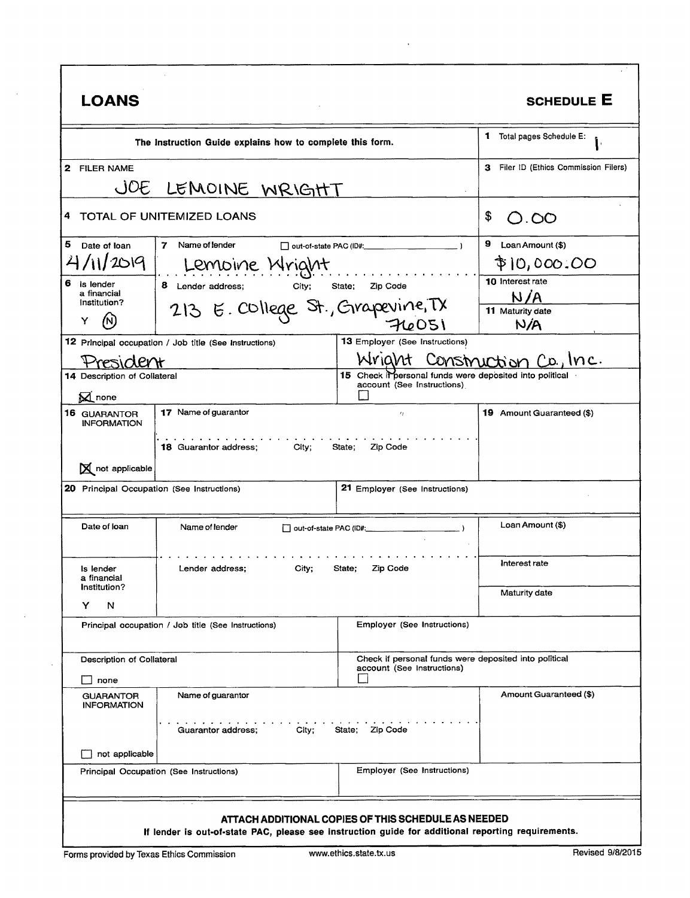# LOANS

## SCHEDULE E

The Instruction Guide explains how to complete this form.

**1** Total pages Schedule E: 1

**2** FILER NAME: JOE LEMOINE WRIGHT

**3** Filer ID (Ethics Commission Filers):

**4** TOTAL OF UNITEMIZED LOANS: $ 0.00

| Field | Value |
|---|---|
| 5 Date of loan | 4/11/2019 |
| 7 Name of lender | Lemoine Wright |
| out-of-state PAC (ID#: ) | ☐ |
| 9 Loan Amount ($) | $10,000.00 |
| 6 Is lender a financial institution? Y N | N |
| 8 Lender address; City; State; Zip Code | 213 E. College St., Grapevine, TX 76051 |
| 10 Interest rate | N/A |
| 11 Maturity date | N/A |
| 12 Principal occupation / Job title (See Instructions) | President |
| 13 Employer (See Instructions) | Wright Construction Co., Inc. |
| 14 Description of Collateral | ☒ none |
| 15 Check if personal funds were deposited into political account (See Instructions) | ☐ |
| 16 GUARANTOR INFORMATION | ☒ not applicable |
| 17 Name of guarantor | |
| 18 Guarantor address; City; State; Zip Code | |
| 19 Amount Guaranteed ($) | |
| 20 Principal Occupation (See Instructions) | |
| 21 Employer (See Instructions) | |

| Field | Value |
|---|---|
| Date of loan | |
| Name of lender | |
| out-of-state PAC (ID#: ) | ☐ |
| Loan Amount ($) | |
| Is lender a financial institution? Y N | |
| Lender address; City; State; Zip Code | |
| Interest rate | |
| Maturity date | |
| Principal occupation / Job title (See Instructions) | |
| Employer (See Instructions) | |
| Description of Collateral | ☐ none |
| Check if personal funds were deposited into political account (See Instructions) | ☐ |
| GUARANTOR INFORMATION | ☐ not applicable |
| Name of guarantor | |
| Guarantor address; City; State; Zip Code | |
| Amount Guaranteed ($) | |
| Principal Occupation (See Instructions) | |
| Employer (See Instructions) | |

**ATTACH ADDITIONAL COPIES OF THIS SCHEDULE AS NEEDED**

**If lender is out-of-state PAC, please see instruction guide for additional reporting requirements.**

Forms provided by Texas Ethics Commission | www.ethics.state.tx.us | Revised 9/8/2015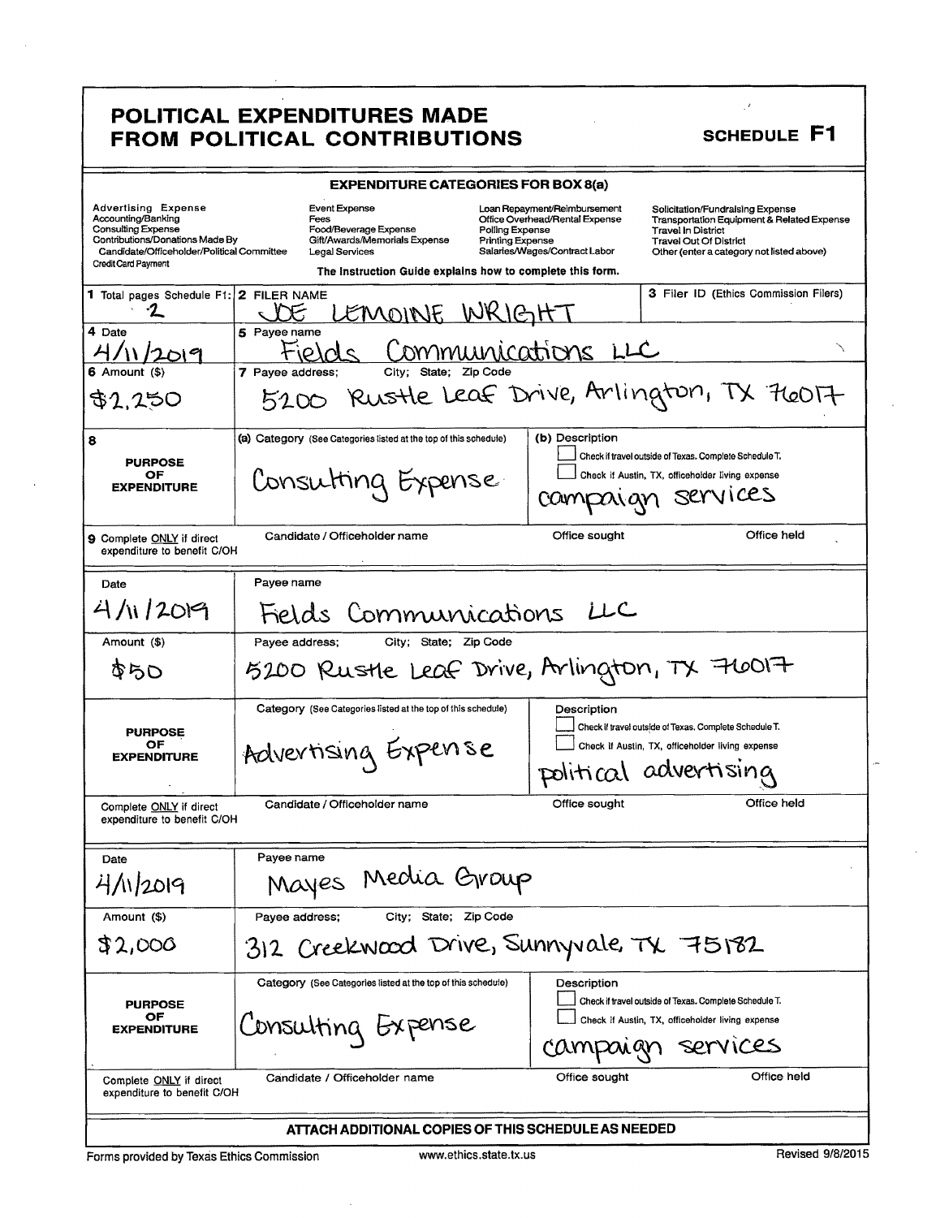# POLITICAL EXPENDITURES MADE FROM POLITICAL CONTRIBUTIONS

**SCHEDULE F1**

## EXPENDITURE CATEGORIES FOR BOX 8(a)

| | | | |
|---|---|---|---|
| Advertising Expense | Event Expense | Loan Repayment/Reimbursement | Solicitation/Fundraising Expense |
| Accounting/Banking | Fees | Office Overhead/Rental Expense | Transportation Equipment & Related Expense |
| Consulting Expense | Food/Beverage Expense | Polling Expense | Travel In District |
| Contributions/Donations Made By Candidate/Officeholder/Political Committee | Gift/Awards/Memorials Expense | Printing Expense | Travel Out Of District |
| Credit Card Payment | Legal Services | Salaries/Wages/Contract Labor | Other (enter a category not listed above) |

The Instruction Guide explains how to complete this form.

| | | | |
|---|---|---|---|
| **1** Total pages Schedule F1: 2 | **2** FILER NAME: JOE LEMOINE WRIGHT | | **3** Filer ID (Ethics Commission Filers) |
| **4** Date: 4/11/2019 | **5** Payee name: Fields Communications LLC | | |
| **6** Amount ($): $2,250 | **7** Payee address; City; State; Zip Code: 5200 Rustle Leaf Drive, Arlington, TX 76017 | | |
| **8** PURPOSE OF EXPENDITURE | (a) Category (See Categories listed at the top of this schedule): Consulting Expense | (b) Description: ☐ Check if travel outside of Texas. Complete Schedule T. ☐ Check if Austin, TX, officeholder living expense. campaign services | |
| **9** Complete ONLY if direct expenditure to benefit C/OH | Candidate / Officeholder name | Office sought | Office held |

| | | | |
|---|---|---|---|
| Date: 4/11/2019 | Payee name: Fields Communications LLC | | |
| Amount ($): $50 | Payee address; City; State; Zip Code: 5200 Rustle Leaf Drive, Arlington, TX 76017 | | |
| PURPOSE OF EXPENDITURE | Category (See Categories listed at the top of this schedule): Advertising Expense | Description: ☐ Check if travel outside of Texas. Complete Schedule T. ☐ Check if Austin, TX, officeholder living expense. political advertising | |
| Complete ONLY if direct expenditure to benefit C/OH | Candidate / Officeholder name | Office sought | Office held |

| | | | |
|---|---|---|---|
| Date: 4/11/2019 | Payee name: Mayes Media Group | | |
| Amount ($): $2,000 | Payee address; City; State; Zip Code: 312 Creekwood Drive, Sunnyvale, TX 75182 | | |
| PURPOSE OF EXPENDITURE | Category (See Categories listed at the top of this schedule): Consulting Expense | Description: ☐ Check if travel outside of Texas. Complete Schedule T. ☐ Check if Austin, TX, officeholder living expense. campaign services | |
| Complete ONLY if direct expenditure to benefit C/OH | Candidate / Officeholder name | Office sought | Office held |

**ATTACH ADDITIONAL COPIES OF THIS SCHEDULE AS NEEDED**

Forms provided by Texas Ethics Commission www.ethics.state.tx.us Revised 9/8/2015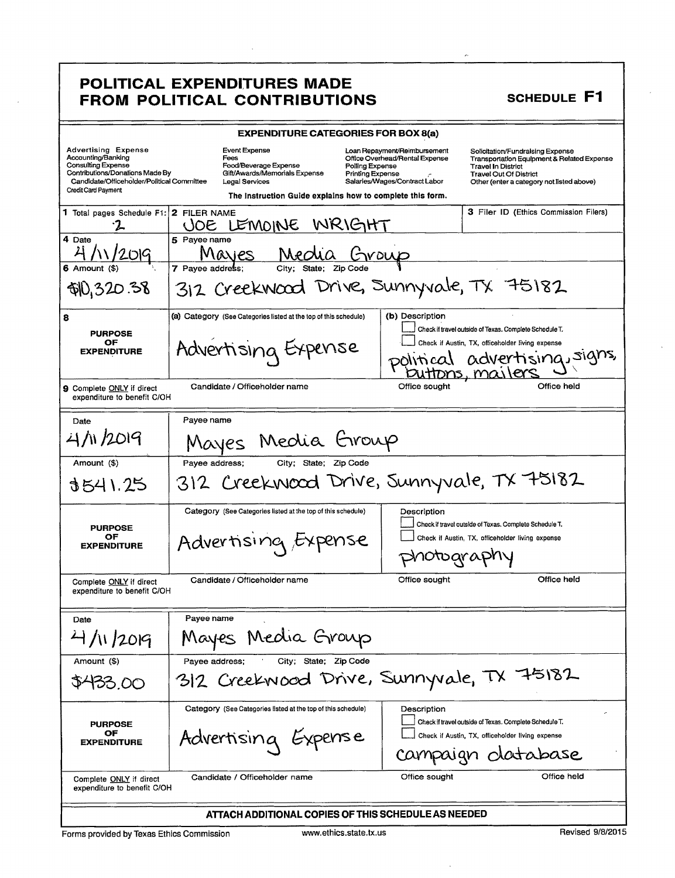# POLITICAL EXPENDITURES MADE FROM POLITICAL CONTRIBUTIONS

**SCHEDULE F1**

## EXPENDITURE CATEGORIES FOR BOX 8(a)

| | | | |
|---|---|---|---|
| Advertising Expense | Event Expense | Loan Repayment/Reimbursement | Solicitation/Fundraising Expense |
| Accounting/Banking | Fees | Office Overhead/Rental Expense | Transportation Equipment & Related Expense |
| Consulting Expense | Food/Beverage Expense | Polling Expense | Travel In District |
| Contributions/Donations Made By Candidate/Officeholder/Political Committee | Gift/Awards/Memorials Expense | Printing Expense | Travel Out Of District |
| Credit Card Payment | Legal Services | Salaries/Wages/Contract Labor | Other (enter a category not listed above) |

The Instruction Guide explains how to complete this form.

| | | |
|---|---|---|
| **1** Total pages Schedule F1: 2 | **2** FILER NAME: JOE LEMOINE WRIGHT | **3** Filer ID (Ethics Commission Filers) |
| **4** Date: 4/11/2019 | **5** Payee name: Mayes Media Group | |
| **6** Amount ($): $10,320.38 | **7** Payee address; City; State; Zip Code: 312 Creekwood Drive, Sunnyvale, TX 75182 | |
| **8** PURPOSE OF EXPENDITURE | (a) Category (See Categories listed at the top of this schedule): Advertising Expense | (b) Description: ☐ Check if travel outside of Texas. Complete Schedule T. ☐ Check if Austin, TX, officeholder living expense. political advertising, signs, buttons, mailers |
| **9** Complete ONLY if direct expenditure to benefit C/OH | Candidate / Officeholder name | Office sought / Office held |

| | | |
|---|---|---|
| Date: 4/11/2019 | Payee name: Mayes Media Group | |
| Amount ($): $541.25 | Payee address; City; State; Zip Code: 312 Creekwood Drive, Sunnyvale, TX 75182 | |
| PURPOSE OF EXPENDITURE | Category (See Categories listed at the top of this schedule): Advertising Expense | Description: ☐ Check if travel outside of Texas. Complete Schedule T. ☐ Check if Austin, TX, officeholder living expense. photography |
| Complete ONLY if direct expenditure to benefit C/OH | Candidate / Officeholder name | Office sought / Office held |

| | | |
|---|---|---|
| Date: 4/11/2019 | Payee name: Mayes Media Group | |
| Amount ($): $433.00 | Payee address; City; State; Zip Code: 312 Creekwood Drive, Sunnyvale, TX 75182 | |
| PURPOSE OF EXPENDITURE | Category (See Categories listed at the top of this schedule): Advertising Expense | Description: ☐ Check if travel outside of Texas. Complete Schedule T. ☐ Check if Austin, TX, officeholder living expense. campaign database |
| Complete ONLY if direct expenditure to benefit C/OH | Candidate / Officeholder name | Office sought / Office held |

**ATTACH ADDITIONAL COPIES OF THIS SCHEDULE AS NEEDED**

Forms provided by Texas Ethics Commission | www.ethics.state.tx.us | Revised 9/8/2015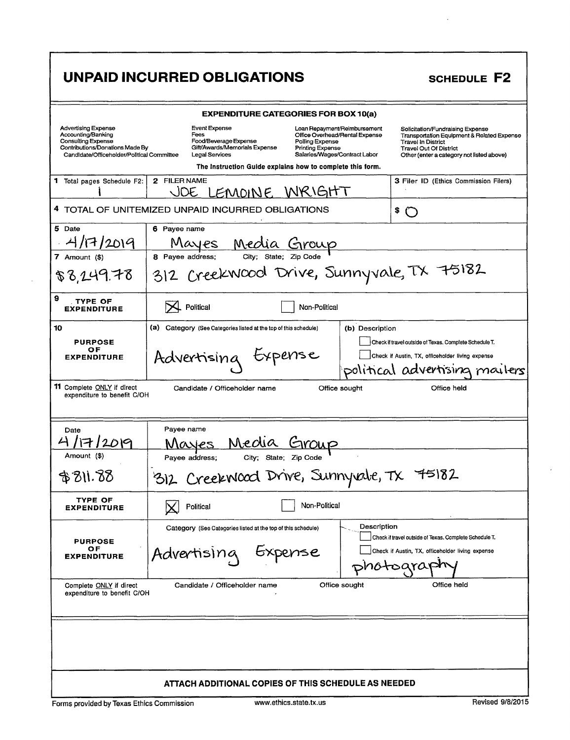# UNPAID INCURRED OBLIGATIONS

**SCHEDULE F2**

**EXPENDITURE CATEGORIES FOR BOX 10(a)**

| | | | |
|---|---|---|---|
| Advertising Expense | Event Expense | Loan Repayment/Reimbursement | Solicitation/Fundraising Expense |
| Accounting/Banking | Fees | Office Overhead/Rental Expense | Transportation Equipment & Related Expense |
| Consulting Expense | Food/Beverage Expense | Polling Expense | Travel In District |
| Contributions/Donations Made By Candidate/Officeholder/Political Committee | Gift/Awards/Memorials Expense | Printing Expense | Travel Out Of District |
| | Legal Services | Salaries/Wages/Contract Labor | Other (enter a category not listed above) |

**The Instruction Guide explains how to complete this form.**

1 Total pages Schedule F2: 1

2 FILER NAME: JOE LEMOINE WRIGHT

3 Filer ID (Ethics Commission Filers):

4 TOTAL OF UNITEMIZED UNPAID INCURRED OBLIGATIONS: $ 0

---

5 Date: 4/17/2019

6 Payee name: Mayes Media Group

7 Amount ($): $8,249.78

8 Payee address; City; State; Zip Code: 312 Creekwood Drive, Sunnyvale, TX 75182

9 TYPE OF EXPENDITURE: [X] Political [ ] Non-Political

10 PURPOSE OF EXPENDITURE:
- (a) Category (See Categories listed at the top of this schedule): Advertising Expense
- (b) Description: political advertising mailers
  - [ ] Check if travel outside of Texas. Complete Schedule T.
  - [ ] Check if Austin, TX, officeholder living expense

11 Complete ONLY if direct expenditure to benefit C/OH: Candidate / Officeholder name | Office sought | Office held

---

Date: 4/17/2019

Payee name: Mayes Media Group

Amount ($): $811.88

Payee address; City; State; Zip Code: 312 Creekwood Drive, Sunnyvale, TX 75182

TYPE OF EXPENDITURE: [X] Political [ ] Non-Political

PURPOSE OF EXPENDITURE:
- Category (See Categories listed at the top of this schedule): Advertising Expense
- Description: photography
  - [ ] Check if travel outside of Texas. Complete Schedule T.
  - [ ] Check if Austin, TX, officeholder living expense

Complete ONLY if direct expenditure to benefit C/OH: Candidate / Officeholder name | Office sought | Office held

---

**ATTACH ADDITIONAL COPIES OF THIS SCHEDULE AS NEEDED**

Forms provided by Texas Ethics Commission www.ethics.state.tx.us Revised 9/8/2015